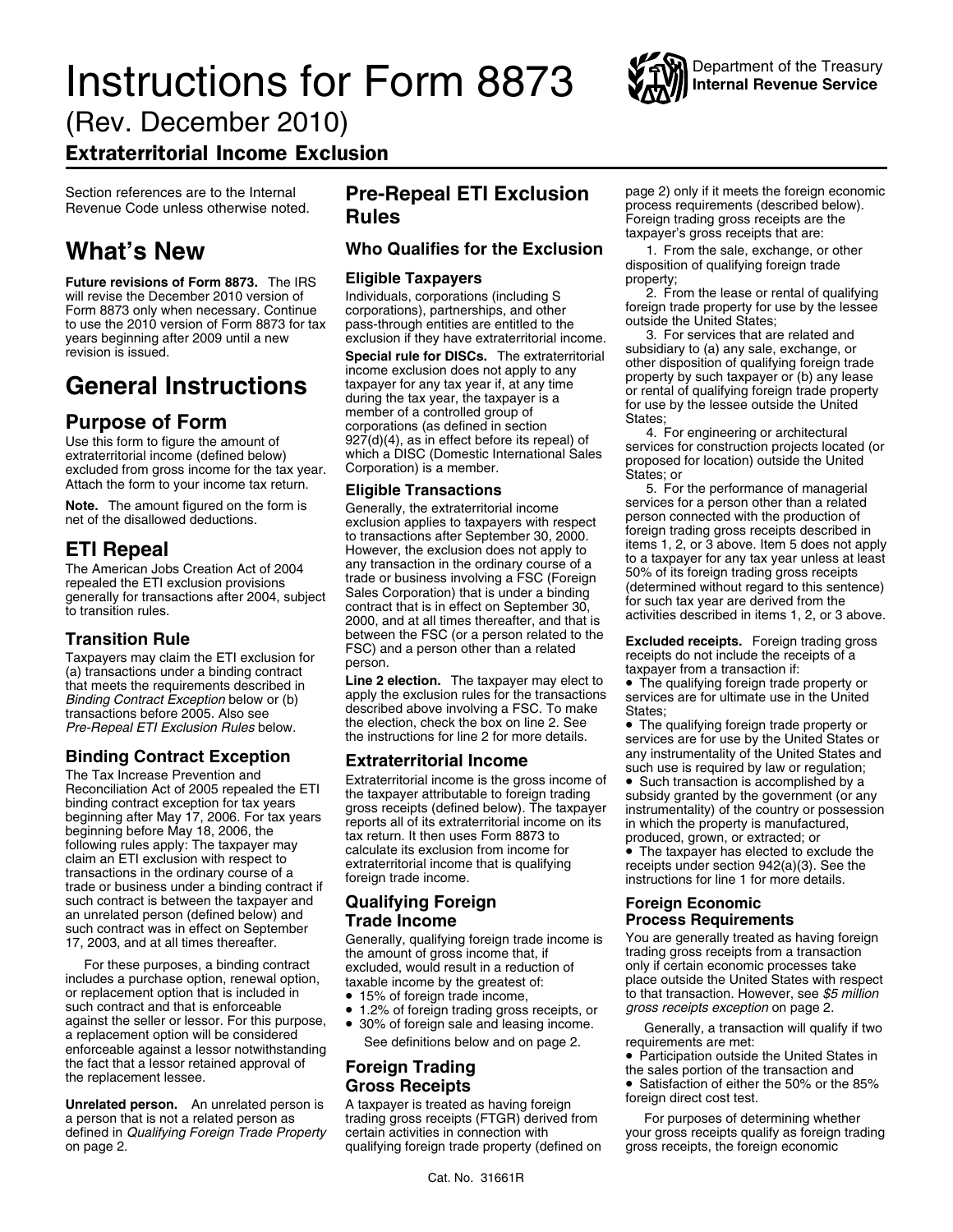# Instructions for Form 8873

(Rev. December 2010)

## Extraterritorial Income Exclusion

Department of the Treasury
Internal Revenue Service

Section references are to the Internal Revenue Code unless otherwise noted.

# What's New

**Future revisions of Form 8873.** The IRS will revise the December 2010 version of Form 8873 only when necessary. Continue to use the 2010 version of Form 8873 for tax years beginning after 2009 until a new revision is issued.

# General Instructions

## Purpose of Form

Use this form to figure the amount of extraterritorial income (defined below) excluded from gross income for the tax year. Attach the form to your income tax return.

**Note.** The amount figured on the form is net of the disallowed deductions.

## ETI Repeal

The American Jobs Creation Act of 2004 repealed the ETI exclusion provisions generally for transactions after 2004, subject to transition rules.

### Transition Rule

Taxpayers may claim the ETI exclusion for (a) transactions under a binding contract that meets the requirements described in *Binding Contract Exception* below or (b) transactions before 2005. Also see *Pre-Repeal ETI Exclusion Rules* below.

### Binding Contract Exception

The Tax Increase Prevention and Reconciliation Act of 2005 repealed the ETI binding contract exception for tax years beginning after May 17, 2006. For tax years beginning before May 18, 2006, the following rules apply: The taxpayer may claim an ETI exclusion with respect to transactions in the ordinary course of a trade or business under a binding contract if such contract is between the taxpayer and an unrelated person (defined below) and such contract was in effect on September 17, 2003, and at all times thereafter.

For these purposes, a binding contract includes a purchase option, renewal option, or replacement option that is included in such contract and that is enforceable against the seller or lessor. For this purpose, a replacement option will be considered enforceable against a lessor notwithstanding the fact that a lessor retained approval of the replacement lessee.

**Unrelated person.** An unrelated person is a person that is not a related person as defined in *Qualifying Foreign Trade Property* on page 2.

# Pre-Repeal ETI Exclusion Rules

## Who Qualifies for the Exclusion

### Eligible Taxpayers

Individuals, corporations (including S corporations), partnerships, and other pass-through entities are entitled to the exclusion if they have extraterritorial income.

**Special rule for DISCs.** The extraterritorial income exclusion does not apply to any taxpayer for any tax year if, at any time during the tax year, the taxpayer is a member of a controlled group of corporations (as defined in section 927(d)(4), as in effect before its repeal) of which a DISC (Domestic International Sales Corporation) is a member.

### Eligible Transactions

Generally, the extraterritorial income exclusion applies to taxpayers with respect to transactions after September 30, 2000. However, the exclusion does not apply to any transaction in the ordinary course of a trade or business involving a FSC (Foreign Sales Corporation) that is under a binding contract that is in effect on September 30, 2000, and at all times thereafter, and that is between the FSC (or a person related to the FSC) and a person other than a related person.

**Line 2 election.** The taxpayer may elect to apply the exclusion rules for the transactions described above involving a FSC. To make the election, check the box on line 2. See the instructions for line 2 for more details.

## Extraterritorial Income

Extraterritorial income is the gross income of the taxpayer attributable to foreign trading gross receipts (defined below). The taxpayer reports all of its extraterritorial income on its tax return. It then uses Form 8873 to calculate its exclusion from income for extraterritorial income that is qualifying foreign trade income.

## Qualifying Foreign Trade Income

Generally, qualifying foreign trade income is the amount of gross income that, if excluded, would result in a reduction of taxable income by the greatest of:

- 15% of foreign trade income,
- 1.2% of foreign trading gross receipts, or
- 30% of foreign sale and leasing income.

See definitions below and on page 2.

## Foreign Trading Gross Receipts

A taxpayer is treated as having foreign trading gross receipts (FTGR) derived from certain activities in connection with qualifying foreign trade property (defined on page 2) only if it meets the foreign economic process requirements (described below). Foreign trading gross receipts are the taxpayer's gross receipts that are:

1. From the sale, exchange, or other disposition of qualifying foreign trade property;
2. From the lease or rental of qualifying foreign trade property for use by the lessee outside the United States;
3. For services that are related and subsidiary to (a) any sale, exchange, or other disposition of qualifying foreign trade property by such taxpayer or (b) any lease or rental of qualifying foreign trade property for use by the lessee outside the United States;
4. For engineering or architectural services for construction projects located (or proposed for location) outside the United States; or
5. For the performance of managerial services for a person other than a related person connected with the production of foreign trading gross receipts described in items 1, 2, or 3 above. Item 5 does not apply to a taxpayer for any tax year unless at least 50% of its foreign trading gross receipts (determined without regard to this sentence) for such tax year are derived from the activities described in items 1, 2, or 3 above.

**Excluded receipts.** Foreign trading gross receipts do not include the receipts of a taxpayer from a transaction if:

- The qualifying foreign trade property or services are for ultimate use in the United States;
- The qualifying foreign trade property or services are for use by the United States or any instrumentality of the United States and such use is required by law or regulation;
- Such transaction is accomplished by a subsidy granted by the government (or any instrumentality) of the country or possession in which the property is manufactured, produced, grown, or extracted; or
- The taxpayer has elected to exclude the receipts under section 942(a)(3). See the instructions for line 1 for more details.

## Foreign Economic Process Requirements

You are generally treated as having foreign trading gross receipts from a transaction only if certain economic processes take place outside the United States with respect to that transaction. However, see *$5 million gross receipts exception* on page 2.

Generally, a transaction will qualify if two requirements are met:

- Participation outside the United States in the sales portion of the transaction and
- Satisfaction of either the 50% or the 85% foreign direct cost test.

For purposes of determining whether your gross receipts qualify as foreign trading gross receipts, the foreign economic

Cat. No. 31661R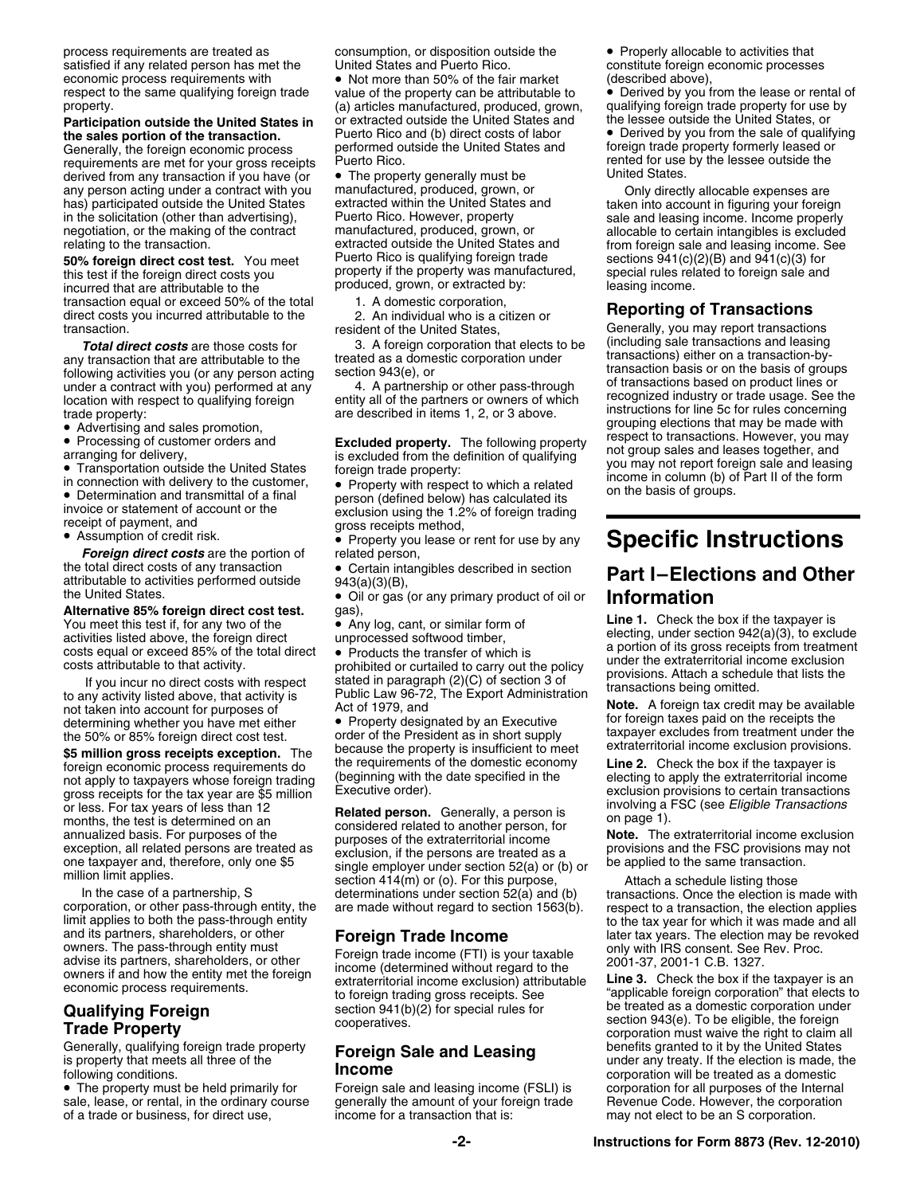process requirements are treated as satisfied if any related person has met the economic process requirements with respect to the same qualifying foreign trade property.

**Participation outside the United States in the sales portion of the transaction.** Generally, the foreign economic process requirements are met for your gross receipts derived from any transaction if you have (or any person acting under a contract with you has) participated outside the United States in the solicitation (other than advertising), negotiation, or the making of the contract relating to the transaction.

**50% foreign direct cost test.** You meet this test if the foreign direct costs you incurred that are attributable to the transaction equal or exceed 50% of the total direct costs you incurred attributable to the transaction.

***Total direct costs*** are those costs for any transaction that are attributable to the following activities you (or any person acting under a contract with you) performed at any location with respect to qualifying foreign trade property:

- Advertising and sales promotion,
- Processing of customer orders and arranging for delivery,
- Transportation outside the United States in connection with delivery to the customer,
- Determination and transmittal of a final invoice or statement of account or the receipt of payment, and
- Assumption of credit risk.

***Foreign direct costs*** are the portion of the total direct costs of any transaction attributable to activities performed outside the United States.

**Alternative 85% foreign direct cost test.** You meet this test if, for any two of the activities listed above, the foreign direct costs equal or exceed 85% of the total direct costs attributable to that activity.

If you incur no direct costs with respect to any activity listed above, that activity is not taken into account for purposes of determining whether you have met either the 50% or 85% foreign direct cost test.

**$5 million gross receipts exception.** The foreign economic process requirements do not apply to taxpayers whose foreign trading gross receipts for the tax year are $5 million or less. For tax years of less than 12 months, the test is determined on an annualized basis. For purposes of the exception, all related persons are treated as one taxpayer and, therefore, only one $5 million limit applies.

In the case of a partnership, S corporation, or other pass-through entity, the limit applies to both the pass-through entity and its partners, shareholders, or other owners. The pass-through entity must advise its partners, shareholders, or other owners if and how the entity met the foreign economic process requirements.

## Qualifying Foreign Trade Property

Generally, qualifying foreign trade property is property that meets all three of the following conditions.

- The property must be held primarily for sale, lease, or rental, in the ordinary course of a trade or business, for direct use, consumption, or disposition outside the United States and Puerto Rico.
- Not more than 50% of the fair market value of the property can be attributable to (a) articles manufactured, produced, grown, or extracted outside the United States and Puerto Rico and (b) direct costs of labor performed outside the United States and Puerto Rico.
- The property generally must be manufactured, produced, grown, or extracted within the United States and Puerto Rico. However, property manufactured, produced, grown, or extracted outside the United States and Puerto Rico is qualifying foreign trade property if the property was manufactured, produced, grown, or extracted by:

1. A domestic corporation,
2. An individual who is a citizen or resident of the United States,
3. A foreign corporation that elects to be treated as a domestic corporation under section 943(e), or
4. A partnership or other pass-through entity all of the partners or owners of which are described in items 1, 2, or 3 above.

**Excluded property.** The following property is excluded from the definition of qualifying foreign trade property:

- Property with respect to which a related person (defined below) has calculated its exclusion using the 1.2% of foreign trading gross receipts method,
- Property you lease or rent for use by any related person,
- Certain intangibles described in section 943(a)(3)(B),
- Oil or gas (or any primary product of oil or gas),
- Any log, cant, or similar form of unprocessed softwood timber,
- Products the transfer of which is prohibited or curtailed to carry out the policy stated in paragraph (2)(C) of section 3 of Public Law 96-72, The Export Administration Act of 1979, and
- Property designated by an Executive order of the President as in short supply because the property is insufficient to meet the requirements of the domestic economy (beginning with the date specified in the Executive order).

**Related person.** Generally, a person is considered related to another person, for purposes of the extraterritorial income exclusion, if the persons are treated as a single employer under section 52(a) or (b) or section 414(m) or (o). For this purpose, determinations under section 52(a) and (b) are made without regard to section 1563(b).

## Foreign Trade Income

Foreign trade income (FTI) is your taxable income (determined without regard to the extraterritorial income exclusion) attributable to foreign trading gross receipts. See section 941(b)(2) for special rules for cooperatives.

## Foreign Sale and Leasing Income

Foreign sale and leasing income (FSLI) is generally the amount of your foreign trade income for a transaction that is:

- Properly allocable to activities that constitute foreign economic processes (described above),
- Derived by you from the lease or rental of qualifying foreign trade property for use by the lessee outside the United States, or
- Derived by you from the sale of qualifying foreign trade property formerly leased or rented for use by the lessee outside the United States.

Only directly allocable expenses are taken into account in figuring your foreign sale and leasing income. Income properly allocable to certain intangibles is excluded from foreign sale and leasing income. See sections 941(c)(2)(B) and 941(c)(3) for special rules related to foreign sale and leasing income.

## Reporting of Transactions

Generally, you may report transactions (including sale transactions and leasing transactions) either on a transaction-by-transaction basis or on the basis of groups of transactions based on product lines or recognized industry or trade usage. See the instructions for line 5c for rules concerning grouping elections that may be made with respect to transactions. However, you may not group sales and leases together, and you may not report foreign sale and leasing income in column (b) of Part II of the form on the basis of groups.

# Specific Instructions

## Part I—Elections and Other Information

**Line 1.** Check the box if the taxpayer is electing, under section 942(a)(3), to exclude a portion of its gross receipts from treatment under the extraterritorial income exclusion provisions. Attach a schedule that lists the transactions being omitted.

**Note.** A foreign tax credit may be available for foreign taxes paid on the receipts the taxpayer excludes from treatment under the extraterritorial income exclusion provisions.

**Line 2.** Check the box if the taxpayer is electing to apply the extraterritorial income exclusion provisions to certain transactions involving a FSC (see *Eligible Transactions* on page 1).

**Note.** The extraterritorial income exclusion provisions and the FSC provisions may not be applied to the same transaction.

Attach a schedule listing those transactions. Once the election is made with respect to a transaction, the election applies to the tax year for which it was made and all later tax years. The election may be revoked only with IRS consent. See Rev. Proc. 2001-37, 2001-1 C.B. 1327.

**Line 3.** Check the box if the taxpayer is an "applicable foreign corporation" that elects to be treated as a domestic corporation under section 943(e). To be eligible, the foreign corporation must waive the right to claim all benefits granted to it by the United States under any treaty. If the election is made, the corporation will be treated as a domestic corporation for all purposes of the Internal Revenue Code. However, the corporation may not elect to be an S corporation.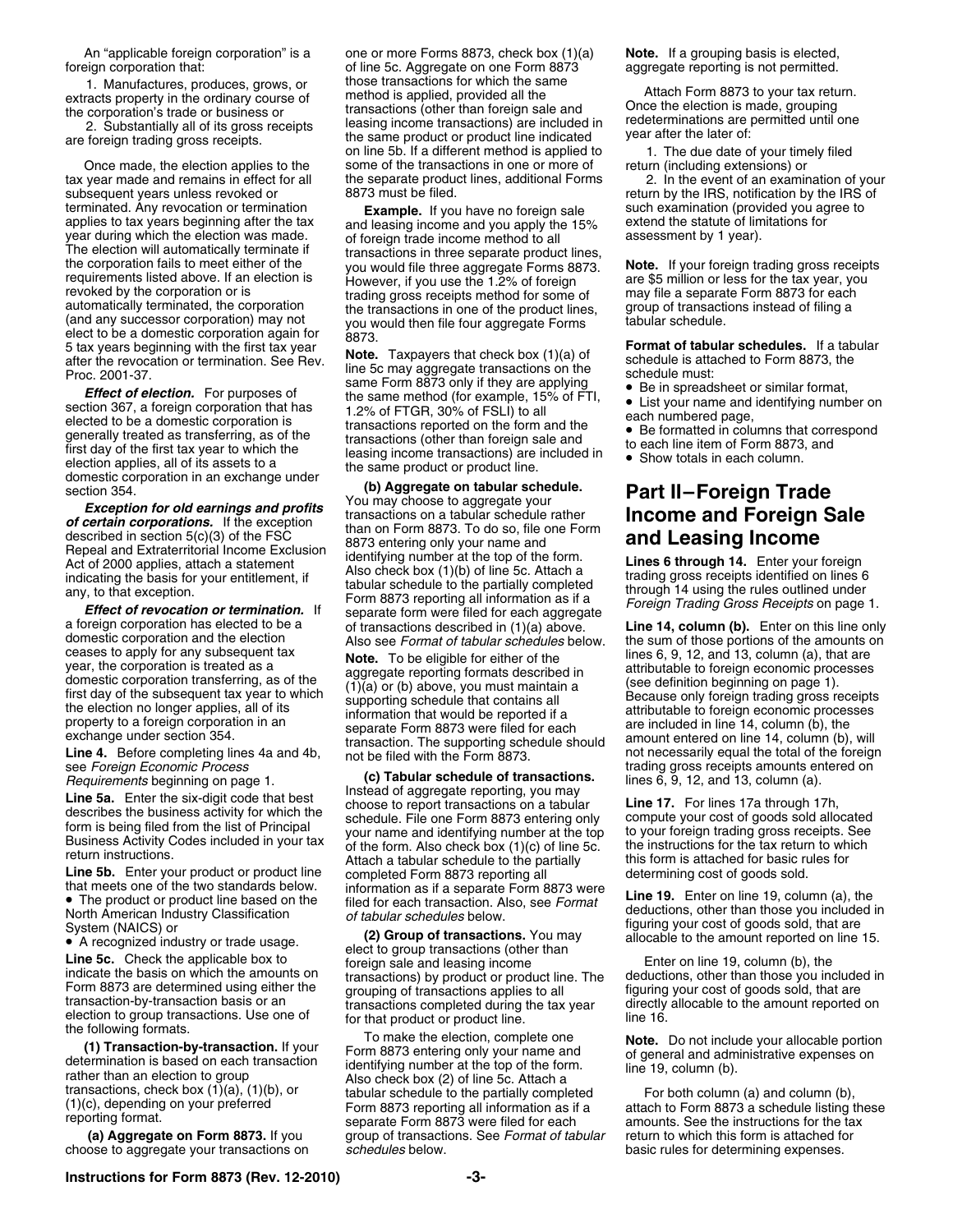An "applicable foreign corporation" is a foreign corporation that:

1. Manufactures, produces, grows, or extracts property in the ordinary course of the corporation's trade or business or

2. Substantially all of its gross receipts are foreign trading gross receipts.

Once made, the election applies to the tax year made and remains in effect for all subsequent years unless revoked or terminated. Any revocation or termination applies to tax years beginning after the tax year during which the election was made. The election will automatically terminate if the corporation fails to meet either of the requirements listed above. If an election is revoked by the corporation or is automatically terminated, the corporation (and any successor corporation) may not elect to be a domestic corporation again for 5 tax years beginning with the first tax year after the revocation or termination. See Rev. Proc. 2001-37.

***Effect of election.*** For purposes of section 367, a foreign corporation that has elected to be a domestic corporation is generally treated as transferring, as of the first day of the first tax year to which the election applies, all of its assets to a domestic corporation in an exchange under section 354.

***Exception for old earnings and profits of certain corporations.*** If the exception described in section 5(c)(3) of the FSC Repeal and Extraterritorial Income Exclusion Act of 2000 applies, attach a statement indicating the basis for your entitlement, if any, to that exception.

***Effect of revocation or termination.*** If a foreign corporation has elected to be a domestic corporation and the election ceases to apply for any subsequent tax year, the corporation is treated as a domestic corporation transferring, as of the first day of the subsequent tax year to which the election no longer applies, all of its property to a foreign corporation in an exchange under section 354.

**Line 4.** Before completing lines 4a and 4b, see *Foreign Economic Process Requirements* beginning on page 1.

**Line 5a.** Enter the six-digit code that best describes the business activity for which the form is being filed from the list of Principal Business Activity Codes included in your tax return instructions.

**Line 5b.** Enter your product or product line that meets one of the two standards below.

- The product or product line based on the North American Industry Classification System (NAICS) or
- A recognized industry or trade usage.

**Line 5c.** Check the applicable box to indicate the basis on which the amounts on Form 8873 are determined using either the transaction-by-transaction basis or an election to group transactions. Use one of the following formats.

**(1) Transaction-by-transaction.** If your determination is based on each transaction rather than an election to group transactions, check box (1)(a), (1)(b), or (1)(c), depending on your preferred reporting format.

**(a) Aggregate on Form 8873.** If you choose to aggregate your transactions on one or more Forms 8873, check box (1)(a) of line 5c. Aggregate on one Form 8873 those transactions for which the same method is applied, provided all the transactions (other than foreign sale and leasing income transactions) are included in the same product or product line indicated on line 5b. If a different method is applied to some of the transactions in one or more of the separate product lines, additional Forms 8873 must be filed.

**Example.** If you have no foreign sale and leasing income and you apply the 15% of foreign trade income method to all transactions in three separate product lines, you would file three aggregate Forms 8873. However, if you use the 1.2% of foreign trading gross receipts method for some of the transactions in one of the product lines, you would then file four aggregate Forms 8873.

**Note.** Taxpayers that check box (1)(a) of line 5c may aggregate transactions on the same Form 8873 only if they are applying the same method (for example, 15% of FTI, 1.2% of FTGR, 30% of FSLI) to all transactions reported on the form and the transactions (other than foreign sale and leasing income transactions) are included in the same product or product line.

**(b) Aggregate on tabular schedule.** You may choose to aggregate your transactions on a tabular schedule rather than on Form 8873. To do so, file one Form 8873 entering only your name and identifying number at the top of the form. Also check box (1)(b) of line 5c. Attach a tabular schedule to the partially completed Form 8873 reporting all information as if a separate form were filed for each aggregate of transactions described in (1)(a) above. Also see *Format of tabular schedules* below.

**Note.** To be eligible for either of the aggregate reporting formats described in (1)(a) or (b) above, you must maintain a supporting schedule that contains all information that would be reported if a separate Form 8873 were filed for each transaction. The supporting schedule should not be filed with the Form 8873.

**(c) Tabular schedule of transactions.** Instead of aggregate reporting, you may choose to report transactions on a tabular schedule. File one Form 8873 entering only your name and identifying number at the top of the form. Also check box (1)(c) of line 5c. Attach a tabular schedule to the partially completed Form 8873 reporting all information as if a separate Form 8873 were filed for each transaction. Also, see *Format of tabular schedules* below.

**(2) Group of transactions.** You may elect to group transactions (other than foreign sale and leasing income transactions) by product or product line. The grouping of transactions applies to all transactions completed during the tax year for that product or product line.

To make the election, complete one Form 8873 entering only your name and identifying number at the top of the form. Also check box (2) of line 5c. Attach a tabular schedule to the partially completed Form 8873 reporting all information as if a separate Form 8873 were filed for each group of transactions. See *Format of tabular schedules* below.

**Note.** If a grouping basis is elected, aggregate reporting is not permitted.

Attach Form 8873 to your tax return. Once the election is made, grouping redeterminations are permitted until one year after the later of:

1. The due date of your timely filed return (including extensions) or

2. In the event of an examination of your return by the IRS, notification by the IRS of such examination (provided you agree to extend the statute of limitations for assessment by 1 year).

**Note.** If your foreign trading gross receipts are $5 million or less for the tax year, you may file a separate Form 8873 for each group of transactions instead of filing a tabular schedule.

**Format of tabular schedules.** If a tabular schedule is attached to Form 8873, the schedule must:

- Be in spreadsheet or similar format,
- List your name and identifying number on each numbered page,
- Be formatted in columns that correspond to each line item of Form 8873, and
- Show totals in each column.

## Part II—Foreign Trade Income and Foreign Sale and Leasing Income

**Lines 6 through 14.** Enter your foreign trading gross receipts identified on lines 6 through 14 using the rules outlined under *Foreign Trading Gross Receipts* on page 1.

**Line 14, column (b).** Enter on this line only the sum of those portions of the amounts on lines 6, 9, 12, and 13, column (a), that are attributable to foreign economic processes (see definition beginning on page 1). Because only foreign trading gross receipts attributable to foreign economic processes are included in line 14, column (b), the amount entered on line 14, column (b), will not necessarily equal the total of the foreign trading gross receipts amounts entered on lines 6, 9, 12, and 13, column (a).

**Line 17.** For lines 17a through 17h, compute your cost of goods sold allocated to your foreign trading gross receipts. See the instructions for the tax return to which this form is attached for basic rules for determining cost of goods sold.

**Line 19.** Enter on line 19, column (a), the deductions, other than those you included in figuring your cost of goods sold, that are allocable to the amount reported on line 15.

Enter on line 19, column (b), the deductions, other than those you included in figuring your cost of goods sold, that are directly allocable to the amount reported on line 16.

**Note.** Do not include your allocable portion of general and administrative expenses on line 19, column (b).

For both column (a) and column (b), attach to Form 8873 a schedule listing these amounts. See the instructions for the tax return to which this form is attached for basic rules for determining expenses.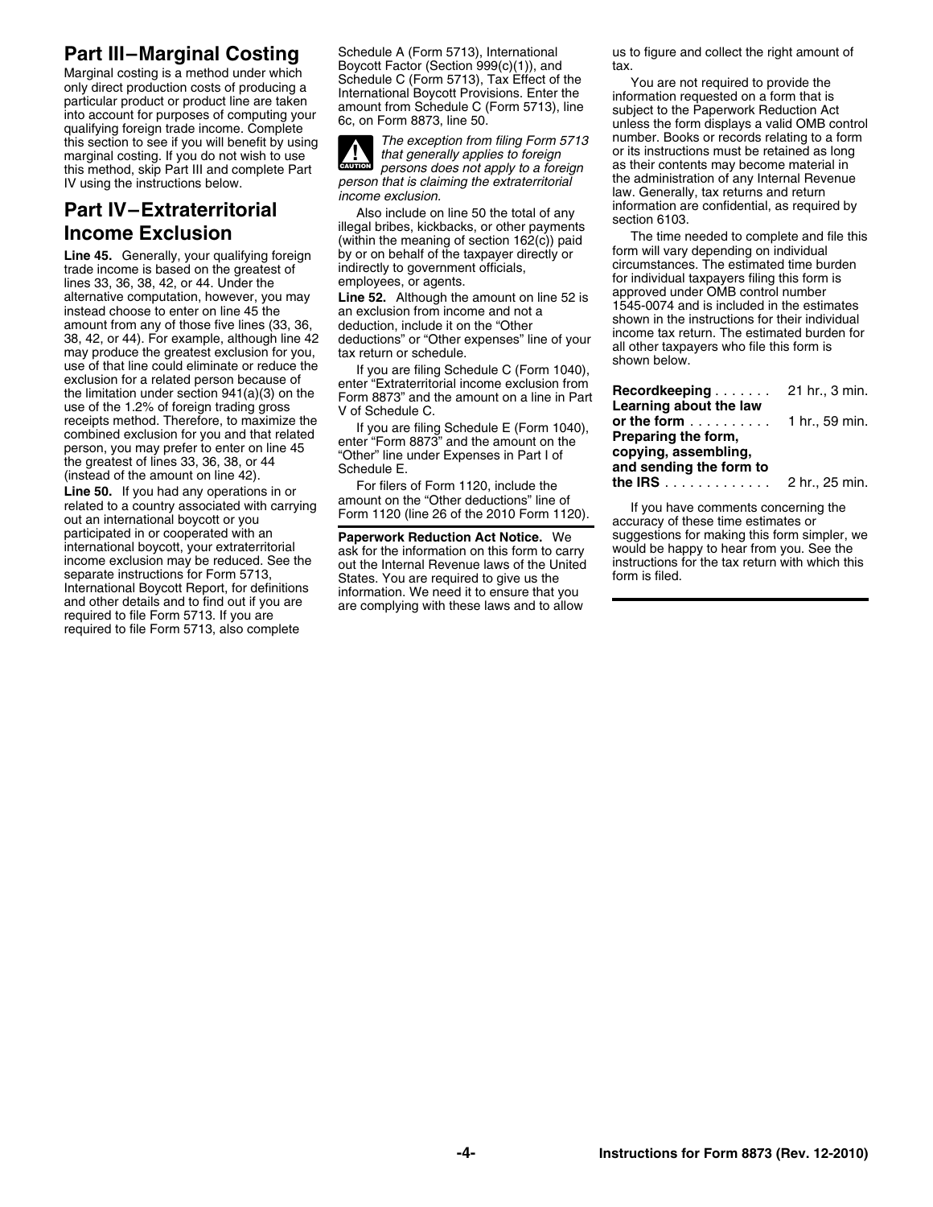## Part III–Marginal Costing

Marginal costing is a method under which only direct production costs of producing a particular product or product line are taken into account for purposes of computing your qualifying foreign trade income. Complete this section to see if you will benefit by using marginal costing. If you do not wish to use this method, skip Part III and complete Part IV using the instructions below.

## Part IV–Extraterritorial Income Exclusion

**Line 45.** Generally, your qualifying foreign trade income is based on the greatest of lines 33, 36, 38, 42, or 44. Under the alternative computation, however, you may instead choose to enter on line 45 the amount from any of those five lines (33, 36, 38, 42, or 44). For example, although line 42 may produce the greatest exclusion for you, use of that line could eliminate or reduce the exclusion for a related person because of the limitation under section 941(a)(3) on the use of the 1.2% of foreign trading gross receipts method. Therefore, to maximize the combined exclusion for you and that related person, you may prefer to enter on line 45 the greatest of lines 33, 36, 38, or 44 (instead of the amount on line 42).

**Line 50.** If you had any operations in or related to a country associated with carrying out an international boycott or you participated in or cooperated with an international boycott, your extraterritorial income exclusion may be reduced. See the separate instructions for Form 5713, International Boycott Report, for definitions and other details and to find out if you are required to file Form 5713. If you are required to file Form 5713, also complete Schedule A (Form 5713), International Boycott Factor (Section 999(c)(1)), and Schedule C (Form 5713), Tax Effect of the International Boycott Provisions. Enter the amount from Schedule C (Form 5713), line 6c, on Form 8873, line 50.

**CAUTION** *The exception from filing Form 5713 that generally applies to foreign persons does not apply to a foreign person that is claiming the extraterritorial income exclusion.*

Also include on line 50 the total of any illegal bribes, kickbacks, or other payments (within the meaning of section 162(c)) paid by or on behalf of the taxpayer directly or indirectly to government officials, employees, or agents.

**Line 52.** Although the amount on line 52 is an exclusion from income and not a deduction, include it on the "Other deductions" or "Other expenses" line of your tax return or schedule.

If you are filing Schedule C (Form 1040), enter "Extraterritorial income exclusion from Form 8873" and the amount on a line in Part V of Schedule C.

If you are filing Schedule E (Form 1040), enter "Form 8873" and the amount on the "Other" line under Expenses in Part I of Schedule E.

For filers of Form 1120, include the amount on the "Other deductions" line of Form 1120 (line 26 of the 2010 Form 1120).

**Paperwork Reduction Act Notice.** We ask for the information on this form to carry out the Internal Revenue laws of the United States. You are required to give us the information. We need it to ensure that you are complying with these laws and to allow us to figure and collect the right amount of tax.

You are not required to provide the information requested on a form that is subject to the Paperwork Reduction Act unless the form displays a valid OMB control number. Books or records relating to a form or its instructions must be retained as long as their contents may become material in the administration of any Internal Revenue law. Generally, tax returns and return information are confidential, as required by section 6103.

The time needed to complete and file this form will vary depending on individual circumstances. The estimated time burden for individual taxpayers filing this form is approved under OMB control number 1545-0074 and is included in the estimates shown in the instructions for their individual income tax return. The estimated burden for all other taxpayers who file this form is shown below.

| | |
|---|---|
| **Recordkeeping** | 21 hr., 3 min. |
| **Learning about the law or the form** | 1 hr., 59 min. |
| **Preparing the form, copying, assembling, and sending the form to the IRS** | 2 hr., 25 min. |

If you have comments concerning the accuracy of these time estimates or suggestions for making this form simpler, we would be happy to hear from you. See the instructions for the tax return with which this form is filed.